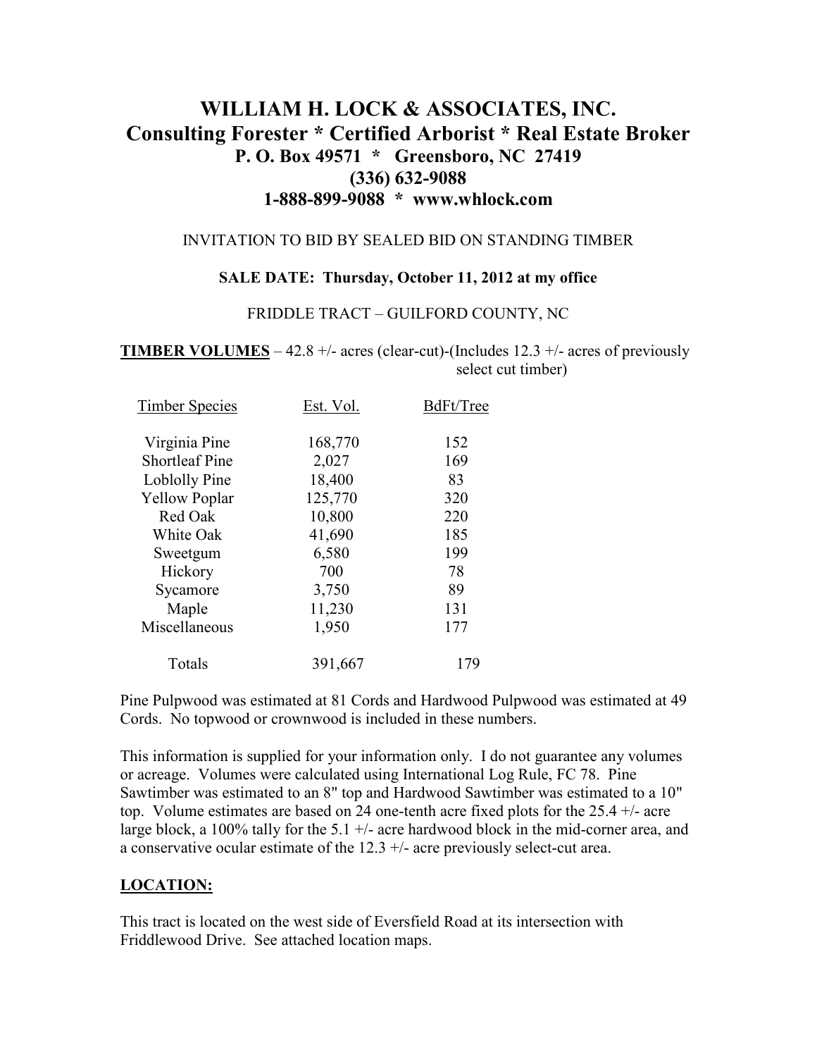# WILLIAM H. LOCK & ASSOCIATES, INC.

## Consulting Forester * Certified Arborist * Real Estate Broker

**P. O. Box 49571 * Greensboro, NC 27419**
**(336) 632-9088**
**1-888-899-9088 * www.whlock.com**

INVITATION TO BID BY SEALED BID ON STANDING TIMBER

**SALE DATE: Thursday, October 11, 2012 at my office**

FRIDDLE TRACT – GUILFORD COUNTY, NC

**TIMBER VOLUMES** – 42.8 +/- acres (clear-cut)-(Includes 12.3 +/- acres of previously select cut timber)

| Timber Species | Est. Vol. | BdFt/Tree |
|---|---|---|
| Virginia Pine | 168,770 | 152 |
| Shortleaf Pine | 2,027 | 169 |
| Loblolly Pine | 18,400 | 83 |
| Yellow Poplar | 125,770 | 320 |
| Red Oak | 10,800 | 220 |
| White Oak | 41,690 | 185 |
| Sweetgum | 6,580 | 199 |
| Hickory | 700 | 78 |
| Sycamore | 3,750 | 89 |
| Maple | 11,230 | 131 |
| Miscellaneous | 1,950 | 177 |
| Totals | 391,667 | 179 |

Pine Pulpwood was estimated at 81 Cords and Hardwood Pulpwood was estimated at 49 Cords. No topwood or crownwood is included in these numbers.

This information is supplied for your information only. I do not guarantee any volumes or acreage. Volumes were calculated using International Log Rule, FC 78. Pine Sawtimber was estimated to an 8" top and Hardwood Sawtimber was estimated to a 10" top. Volume estimates are based on 24 one-tenth acre fixed plots for the 25.4 +/- acre large block, a 100% tally for the 5.1 +/- acre hardwood block in the mid-corner area, and a conservative ocular estimate of the 12.3 +/- acre previously select-cut area.

**LOCATION:**

This tract is located on the west side of Eversfield Road at its intersection with Friddlewood Drive. See attached location maps.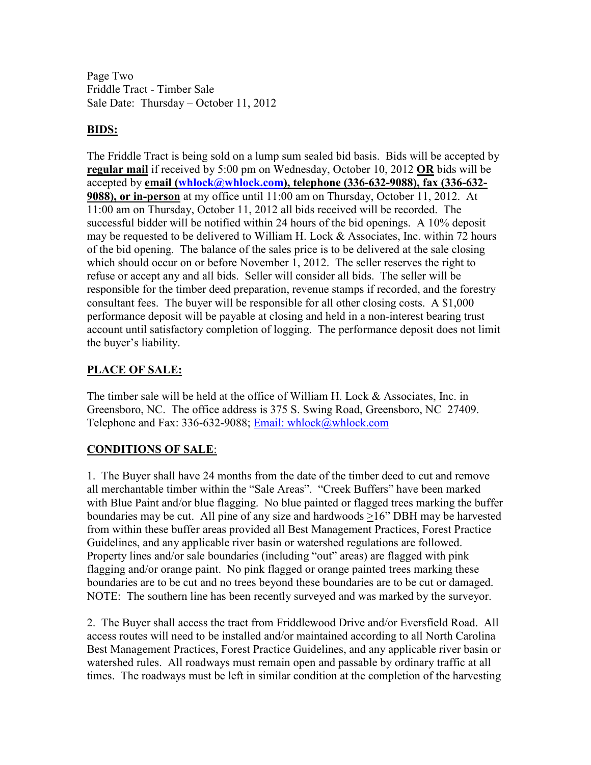Page Two
Friddle Tract - Timber Sale
Sale Date: Thursday – October 11, 2012

## BIDS:

The Friddle Tract is being sold on a lump sum sealed bid basis. Bids will be accepted by **regular mail** if received by 5:00 pm on Wednesday, October 10, 2012 **OR** bids will be accepted by **email (whlock@whlock.com), telephone (336-632-9088), fax (336-632-9088), or in-person** at my office until 11:00 am on Thursday, October 11, 2012. At 11:00 am on Thursday, October 11, 2012 all bids received will be recorded. The successful bidder will be notified within 24 hours of the bid openings. A 10% deposit may be requested to be delivered to William H. Lock & Associates, Inc. within 72 hours of the bid opening. The balance of the sales price is to be delivered at the sale closing which should occur on or before November 1, 2012. The seller reserves the right to refuse or accept any and all bids. Seller will consider all bids. The seller will be responsible for the timber deed preparation, revenue stamps if recorded, and the forestry consultant fees. The buyer will be responsible for all other closing costs. A $1,000 performance deposit will be payable at closing and held in a non-interest bearing trust account until satisfactory completion of logging. The performance deposit does not limit the buyer's liability.

## PLACE OF SALE:

The timber sale will be held at the office of William H. Lock & Associates, Inc. in Greensboro, NC. The office address is 375 S. Swing Road, Greensboro, NC 27409. Telephone and Fax: 336-632-9088; Email: whlock@whlock.com

## CONDITIONS OF SALE:

1. The Buyer shall have 24 months from the date of the timber deed to cut and remove all merchantable timber within the "Sale Areas". "Creek Buffers" have been marked with Blue Paint and/or blue flagging. No blue painted or flagged trees marking the buffer boundaries may be cut. All pine of any size and hardwoods ≥16" DBH may be harvested from within these buffer areas provided all Best Management Practices, Forest Practice Guidelines, and any applicable river basin or watershed regulations are followed. Property lines and/or sale boundaries (including "out" areas) are flagged with pink flagging and/or orange paint. No pink flagged or orange painted trees marking these boundaries are to be cut and no trees beyond these boundaries are to be cut or damaged. NOTE: The southern line has been recently surveyed and was marked by the surveyor.

2. The Buyer shall access the tract from Friddlewood Drive and/or Eversfield Road. All access routes will need to be installed and/or maintained according to all North Carolina Best Management Practices, Forest Practice Guidelines, and any applicable river basin or watershed rules. All roadways must remain open and passable by ordinary traffic at all times. The roadways must be left in similar condition at the completion of the harvesting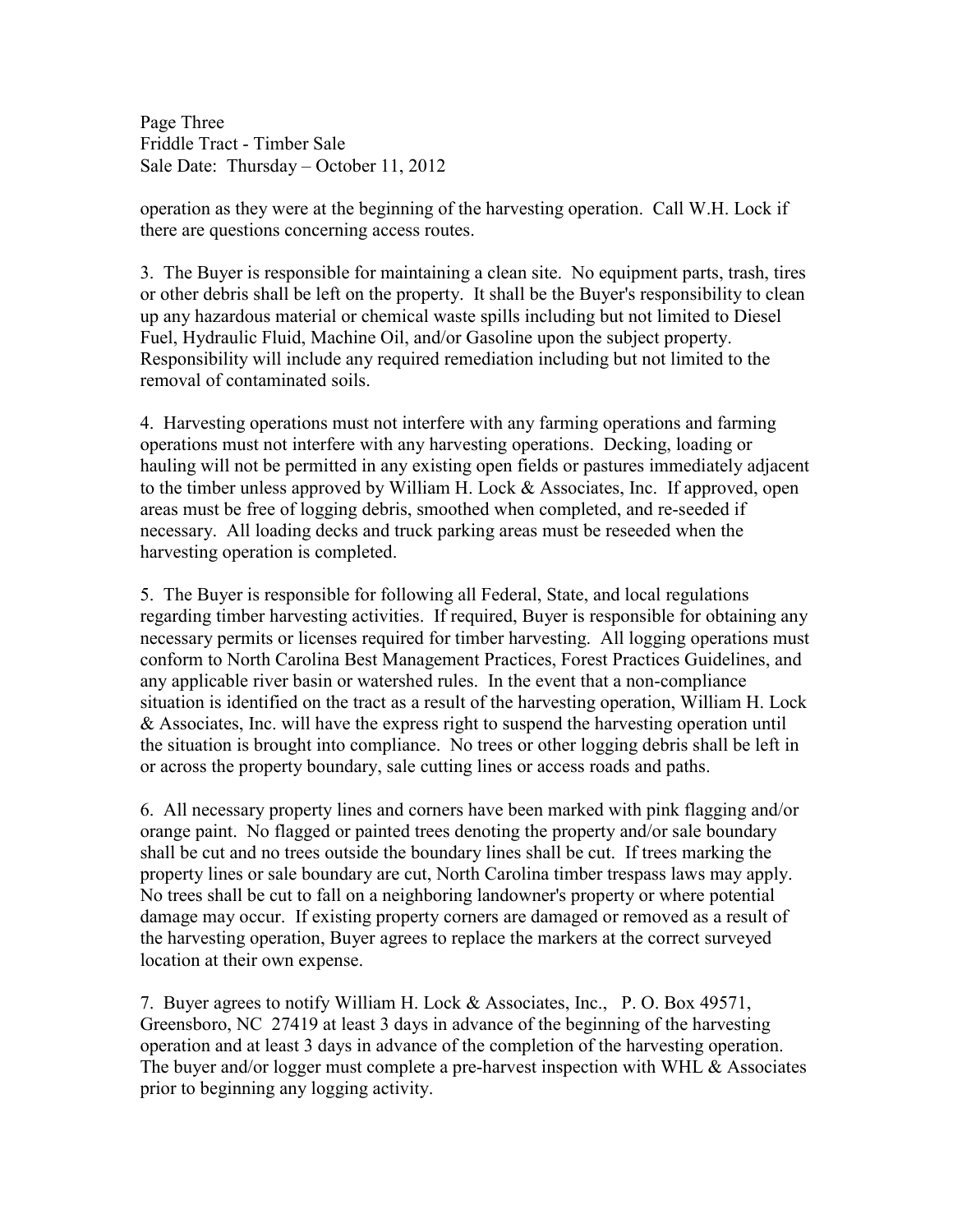operation as they were at the beginning of the harvesting operation. Call W.H. Lock if there are questions concerning access routes.

3. The Buyer is responsible for maintaining a clean site. No equipment parts, trash, tires or other debris shall be left on the property. It shall be the Buyer's responsibility to clean up any hazardous material or chemical waste spills including but not limited to Diesel Fuel, Hydraulic Fluid, Machine Oil, and/or Gasoline upon the subject property. Responsibility will include any required remediation including but not limited to the removal of contaminated soils.

4. Harvesting operations must not interfere with any farming operations and farming operations must not interfere with any harvesting operations. Decking, loading or hauling will not be permitted in any existing open fields or pastures immediately adjacent to the timber unless approved by William H. Lock & Associates, Inc. If approved, open areas must be free of logging debris, smoothed when completed, and re-seeded if necessary. All loading decks and truck parking areas must be reseeded when the harvesting operation is completed.

5. The Buyer is responsible for following all Federal, State, and local regulations regarding timber harvesting activities. If required, Buyer is responsible for obtaining any necessary permits or licenses required for timber harvesting. All logging operations must conform to North Carolina Best Management Practices, Forest Practices Guidelines, and any applicable river basin or watershed rules. In the event that a non-compliance situation is identified on the tract as a result of the harvesting operation, William H. Lock & Associates, Inc. will have the express right to suspend the harvesting operation until the situation is brought into compliance. No trees or other logging debris shall be left in or across the property boundary, sale cutting lines or access roads and paths.

6. All necessary property lines and corners have been marked with pink flagging and/or orange paint. No flagged or painted trees denoting the property and/or sale boundary shall be cut and no trees outside the boundary lines shall be cut. If trees marking the property lines or sale boundary are cut, North Carolina timber trespass laws may apply. No trees shall be cut to fall on a neighboring landowner's property or where potential damage may occur. If existing property corners are damaged or removed as a result of the harvesting operation, Buyer agrees to replace the markers at the correct surveyed location at their own expense.

7. Buyer agrees to notify William H. Lock & Associates, Inc., P. O. Box 49571, Greensboro, NC 27419 at least 3 days in advance of the beginning of the harvesting operation and at least 3 days in advance of the completion of the harvesting operation. The buyer and/or logger must complete a pre-harvest inspection with WHL & Associates prior to beginning any logging activity.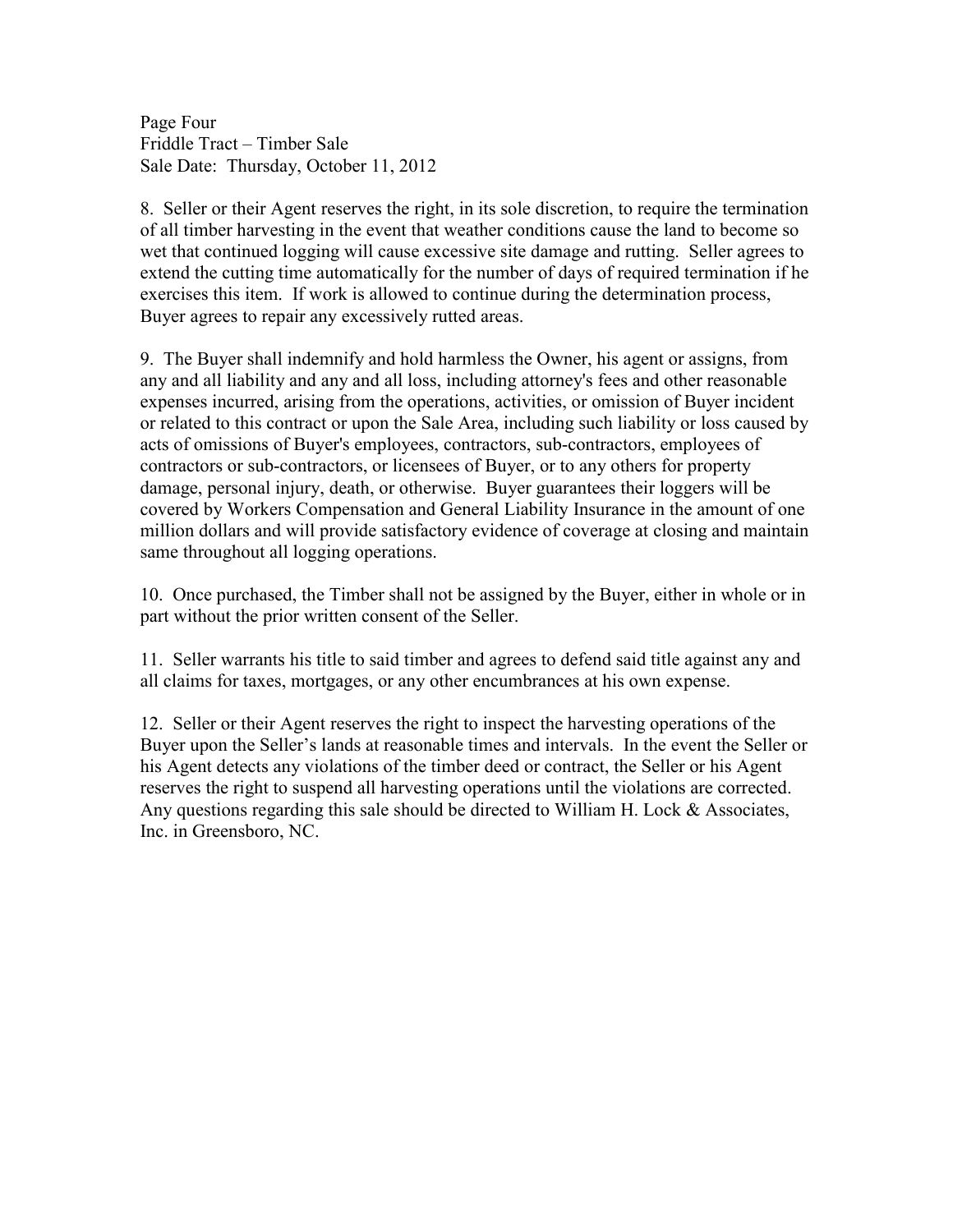8. Seller or their Agent reserves the right, in its sole discretion, to require the termination of all timber harvesting in the event that weather conditions cause the land to become so wet that continued logging will cause excessive site damage and rutting. Seller agrees to extend the cutting time automatically for the number of days of required termination if he exercises this item. If work is allowed to continue during the determination process, Buyer agrees to repair any excessively rutted areas.

9. The Buyer shall indemnify and hold harmless the Owner, his agent or assigns, from any and all liability and any and all loss, including attorney's fees and other reasonable expenses incurred, arising from the operations, activities, or omission of Buyer incident or related to this contract or upon the Sale Area, including such liability or loss caused by acts of omissions of Buyer's employees, contractors, sub-contractors, employees of contractors or sub-contractors, or licensees of Buyer, or to any others for property damage, personal injury, death, or otherwise. Buyer guarantees their loggers will be covered by Workers Compensation and General Liability Insurance in the amount of one million dollars and will provide satisfactory evidence of coverage at closing and maintain same throughout all logging operations.

10. Once purchased, the Timber shall not be assigned by the Buyer, either in whole or in part without the prior written consent of the Seller.

11. Seller warrants his title to said timber and agrees to defend said title against any and all claims for taxes, mortgages, or any other encumbrances at his own expense.

12. Seller or their Agent reserves the right to inspect the harvesting operations of the Buyer upon the Seller's lands at reasonable times and intervals. In the event the Seller or his Agent detects any violations of the timber deed or contract, the Seller or his Agent reserves the right to suspend all harvesting operations until the violations are corrected. Any questions regarding this sale should be directed to William H. Lock & Associates, Inc. in Greensboro, NC.